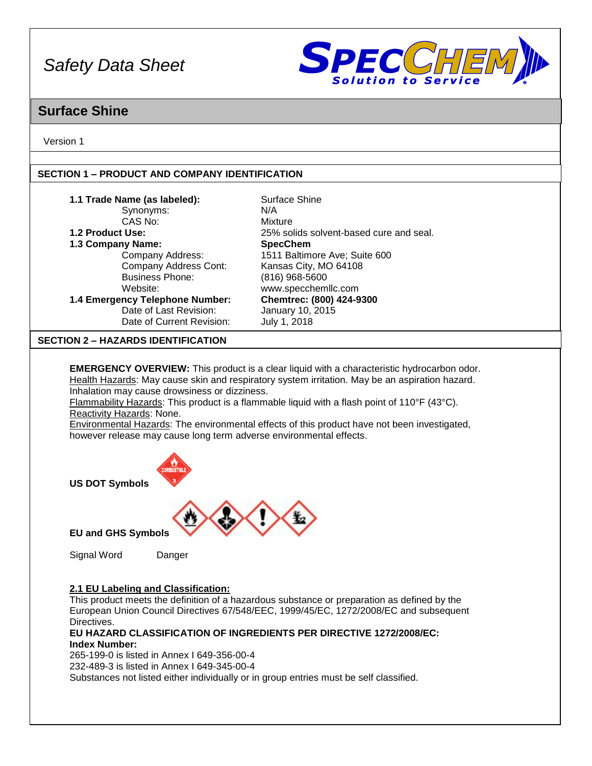# Safety Data Sheet

## Surface Shine

Version 1

## SECTION 1 – PRODUCT AND COMPANY IDENTIFICATION

| | |
|---|---|
| **1.1 Trade Name (as labeled):** | Surface Shine |
| Synonyms: | N/A |
| CAS No: | Mixture |
| **1.2 Product Use:** | 25% solids solvent-based cure and seal. |
| **1.3 Company Name:** | **SpecChem** |
| Company Address: | 1511 Baltimore Ave; Suite 600 |
| Company Address Cont: | Kansas City, MO 64108 |
| Business Phone: | (816) 968-5600 |
| Website: | www.specchemllc.com |
| **1.4 Emergency Telephone Number:** | **Chemtrec: (800) 424-9300** |
| Date of Last Revision: | January 10, 2015 |
| Date of Current Revision: | July 1, 2018 |

## SECTION 2 – HAZARDS IDENTIFICATION

**EMERGENCY OVERVIEW:** This product is a clear liquid with a characteristic hydrocarbon odor.
Health Hazards: May cause skin and respiratory system irritation. May be an aspiration hazard. Inhalation may cause drowsiness or dizziness.
Flammability Hazards: This product is a flammable liquid with a flash point of 110°F (43°C).
Reactivity Hazards: None.
Environmental Hazards: The environmental effects of this product have not been investigated, however release may cause long term adverse environmental effects.

**US DOT Symbols**

**EU and GHS Symbols**

Signal Word Danger

**2.1 EU Labeling and Classification:**

This product meets the definition of a hazardous substance or preparation as defined by the European Union Council Directives 67/548/EEC, 1999/45/EC, 1272/2008/EC and subsequent Directives.

**EU HAZARD CLASSIFICATION OF INGREDIENTS PER DIRECTIVE 1272/2008/EC:**

**Index Number:**

265-199-0 is listed in Annex I 649-356-00-4
232-489-3 is listed in Annex I 649-345-00-4
Substances not listed either individually or in group entries must be self classified.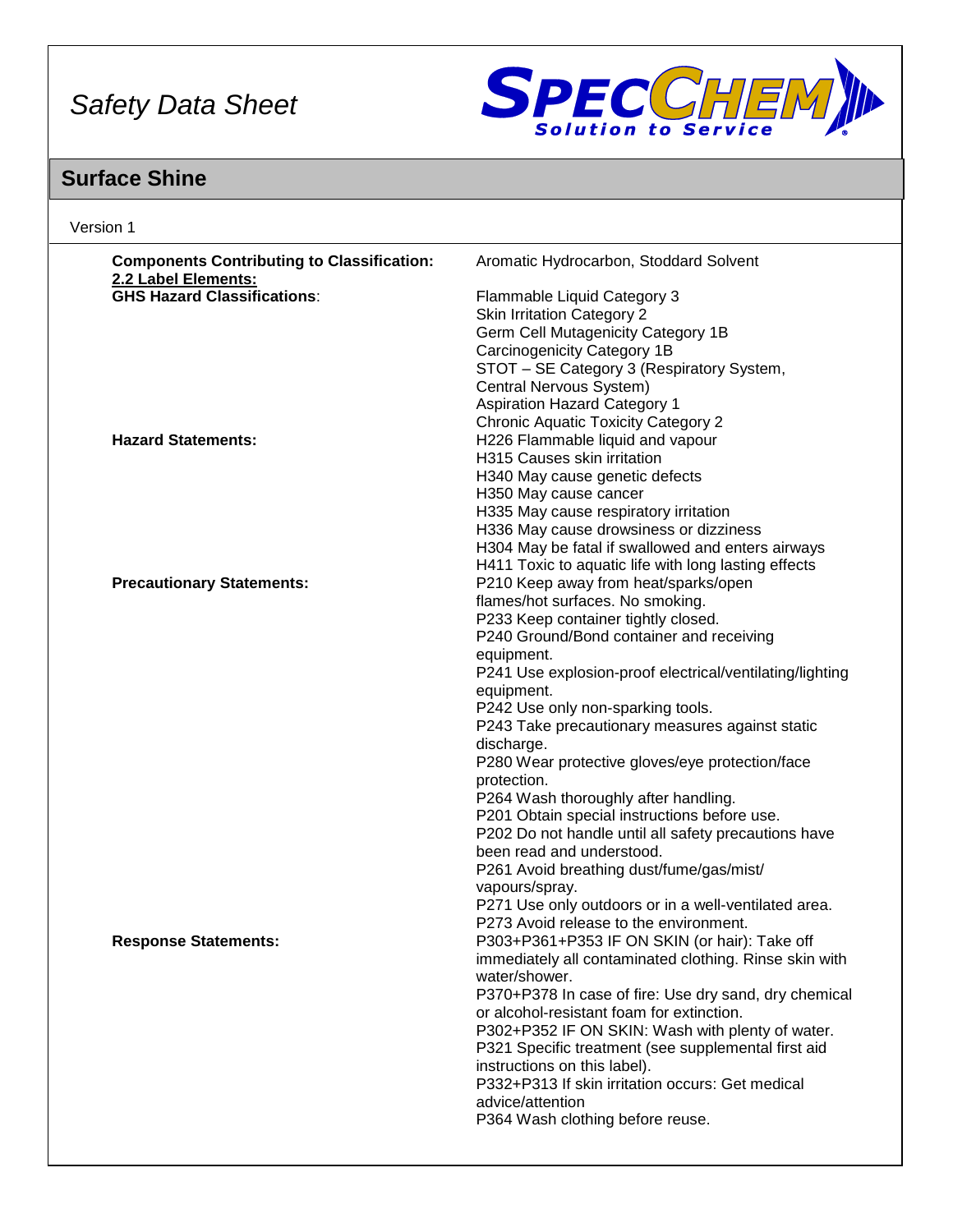## Surface Shine

Version 1

| | |
|---|---|
| **Components Contributing to Classification:** | Aromatic Hydrocarbon, Stoddard Solvent |
| **2.2 Label Elements:** | |
| **GHS Hazard Classifications:** | Flammable Liquid Category 3<br>Skin Irritation Category 2<br>Germ Cell Mutagenicity Category 1B<br>Carcinogenicity Category 1B<br>STOT – SE Category 3 (Respiratory System, Central Nervous System)<br>Aspiration Hazard Category 1<br>Chronic Aquatic Toxicity Category 2 |
| **Hazard Statements:** | H226 Flammable liquid and vapour<br>H315 Causes skin irritation<br>H340 May cause genetic defects<br>H350 May cause cancer<br>H335 May cause respiratory irritation<br>H336 May cause drowsiness or dizziness<br>H304 May be fatal if swallowed and enters airways<br>H411 Toxic to aquatic life with long lasting effects |
| **Precautionary Statements:** | P210 Keep away from heat/sparks/open flames/hot surfaces. No smoking.<br>P233 Keep container tightly closed.<br>P240 Ground/Bond container and receiving equipment.<br>P241 Use explosion-proof electrical/ventilating/lighting equipment.<br>P242 Use only non-sparking tools.<br>P243 Take precautionary measures against static discharge.<br>P280 Wear protective gloves/eye protection/face protection.<br>P264 Wash thoroughly after handling.<br>P201 Obtain special instructions before use.<br>P202 Do not handle until all safety precautions have been read and understood.<br>P261 Avoid breathing dust/fume/gas/mist/ vapours/spray.<br>P271 Use only outdoors or in a well-ventilated area.<br>P273 Avoid release to the environment. |
| **Response Statements:** | P303+P361+P353 IF ON SKIN (or hair): Take off immediately all contaminated clothing. Rinse skin with water/shower.<br>P370+P378 In case of fire: Use dry sand, dry chemical or alcohol-resistant foam for extinction.<br>P302+P352 IF ON SKIN: Wash with plenty of water.<br>P321 Specific treatment (see supplemental first aid instructions on this label).<br>P332+P313 If skin irritation occurs: Get medical advice/attention<br>P364 Wash clothing before reuse. |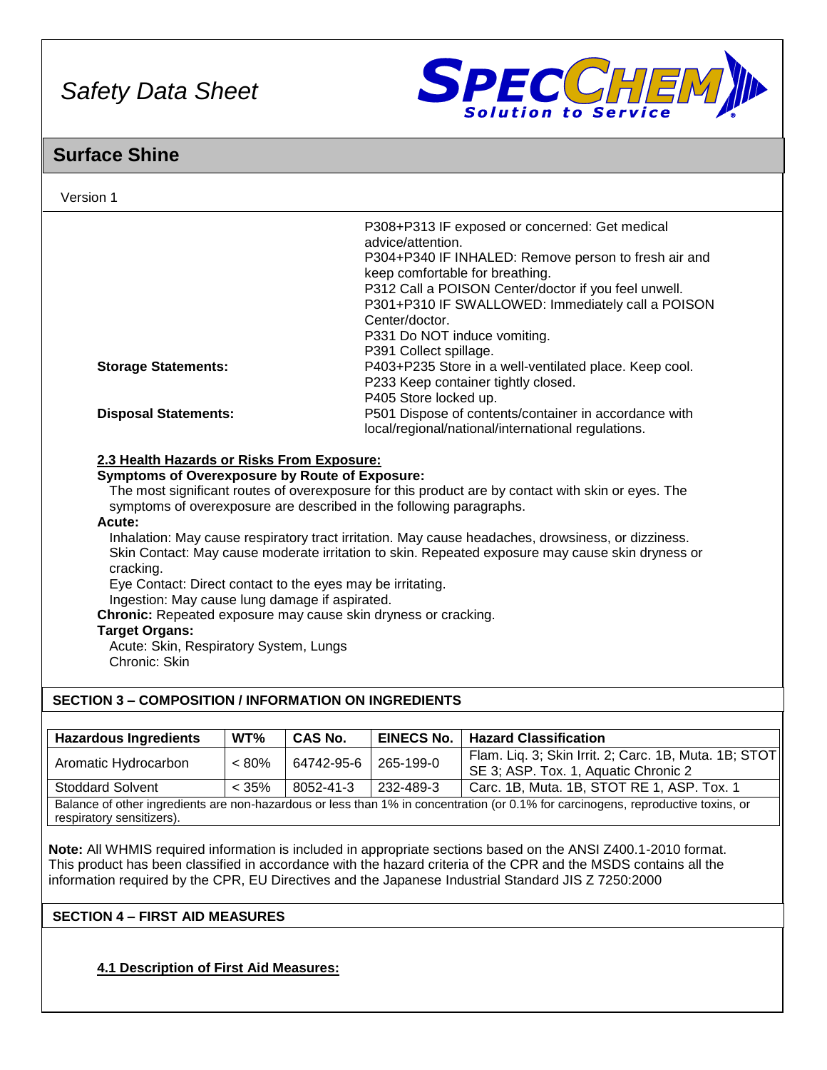P308+P313 IF exposed or concerned: Get medical advice/attention.
P304+P340 IF INHALED: Remove person to fresh air and keep comfortable for breathing.
P312 Call a POISON Center/doctor if you feel unwell.
P301+P310 IF SWALLOWED: Immediately call a POISON Center/doctor.
P331 Do NOT induce vomiting.
P391 Collect spillage.

**Storage Statements:** P403+P235 Store in a well-ventilated place. Keep cool.
P233 Keep container tightly closed.
P405 Store locked up.

**Disposal Statements:** P501 Dispose of contents/container in accordance with local/regional/national/international regulations.

**2.3 Health Hazards or Risks From Exposure:**

**Symptoms of Overexposure by Route of Exposure:**

The most significant routes of overexposure for this product are by contact with skin or eyes. The symptoms of overexposure are described in the following paragraphs.

**Acute:**

Inhalation: May cause respiratory tract irritation. May cause headaches, drowsiness, or dizziness.
Skin Contact: May cause moderate irritation to skin. Repeated exposure may cause skin dryness or cracking.
Eye Contact: Direct contact to the eyes may be irritating.
Ingestion: May cause lung damage if aspirated.

**Chronic:** Repeated exposure may cause skin dryness or cracking.

**Target Organs:**

Acute: Skin, Respiratory System, Lungs
Chronic: Skin

## SECTION 3 – COMPOSITION / INFORMATION ON INGREDIENTS

| Hazardous Ingredients | WT% | CAS No. | EINECS No. | Hazard Classification |
|---|---|---|---|---|
| Aromatic Hydrocarbon | < 80% | 64742-95-6 | 265-199-0 | Flam. Liq. 3; Skin Irrit. 2; Carc. 1B, Muta. 1B; STOT SE 3; ASP. Tox. 1, Aquatic Chronic 2 |
| Stoddard Solvent | < 35% | 8052-41-3 | 232-489-3 | Carc. 1B, Muta. 1B, STOT RE 1, ASP. Tox. 1 |
| Balance of other ingredients are non-hazardous or less than 1% in concentration (or 0.1% for carcinogens, reproductive toxins, or respiratory sensitizers). | | | | |

**Note:** All WHMIS required information is included in appropriate sections based on the ANSI Z400.1-2010 format. This product has been classified in accordance with the hazard criteria of the CPR and the MSDS contains all the information required by the CPR, EU Directives and the Japanese Industrial Standard JIS Z 7250:2000

## SECTION 4 – FIRST AID MEASURES

**4.1 Description of First Aid Measures:**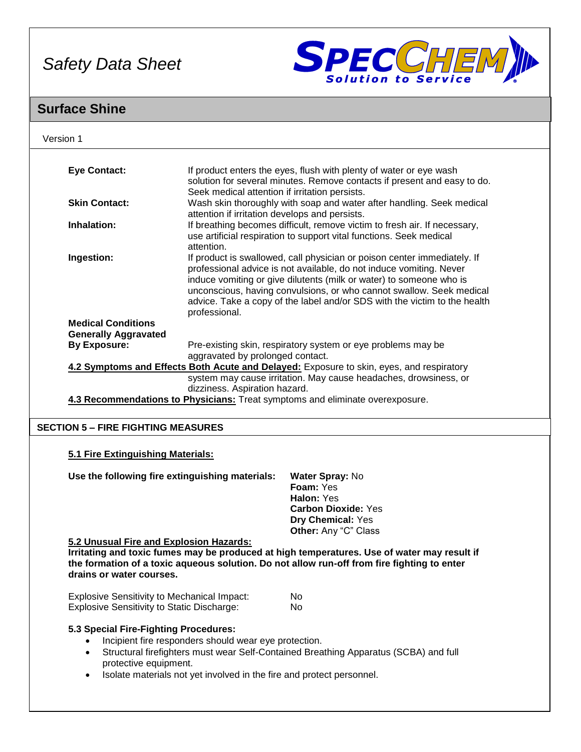| | |
|---|---|
| **Eye Contact:** | If product enters the eyes, flush with plenty of water or eye wash solution for several minutes. Remove contacts if present and easy to do. Seek medical attention if irritation persists. |
| **Skin Contact:** | Wash skin thoroughly with soap and water after handling. Seek medical attention if irritation develops and persists. |
| **Inhalation:** | If breathing becomes difficult, remove victim to fresh air. If necessary, use artificial respiration to support vital functions. Seek medical attention. |
| **Ingestion:** | If product is swallowed, call physician or poison center immediately. If professional advice is not available, do not induce vomiting. Never induce vomiting or give dilutents (milk or water) to someone who is unconscious, having convulsions, or who cannot swallow. Seek medical advice. Take a copy of the label and/or SDS with the victim to the health professional. |
| **Medical Conditions Generally Aggravated By Exposure:** | Pre-existing skin, respiratory system or eye problems may be aggravated by prolonged contact. |

**4.2 Symptoms and Effects Both Acute and Delayed:** Exposure to skin, eyes, and respiratory system may cause irritation. May cause headaches, drowsiness, or dizziness. Aspiration hazard.

**4.3 Recommendations to Physicians:** Treat symptoms and eliminate overexposure.

## SECTION 5 – FIRE FIGHTING MEASURES

**5.1 Fire Extinguishing Materials:**

**Use the following fire extinguishing materials:**

**Water Spray:** No
**Foam:** Yes
**Halon:** Yes
**Carbon Dioxide:** Yes
**Dry Chemical:** Yes
**Other:** Any “C” Class

**5.2 Unusual Fire and Explosion Hazards:**

**Irritating and toxic fumes may be produced at high temperatures. Use of water may result if the formation of a toxic aqueous solution. Do not allow run-off from fire fighting to enter drains or water courses.**

| | |
|---|---|
| Explosive Sensitivity to Mechanical Impact: | No |
| Explosive Sensitivity to Static Discharge: | No |

**5.3 Special Fire-Fighting Procedures:**

- Incipient fire responders should wear eye protection.
- Structural firefighters must wear Self-Contained Breathing Apparatus (SCBA) and full protective equipment.
- Isolate materials not yet involved in the fire and protect personnel.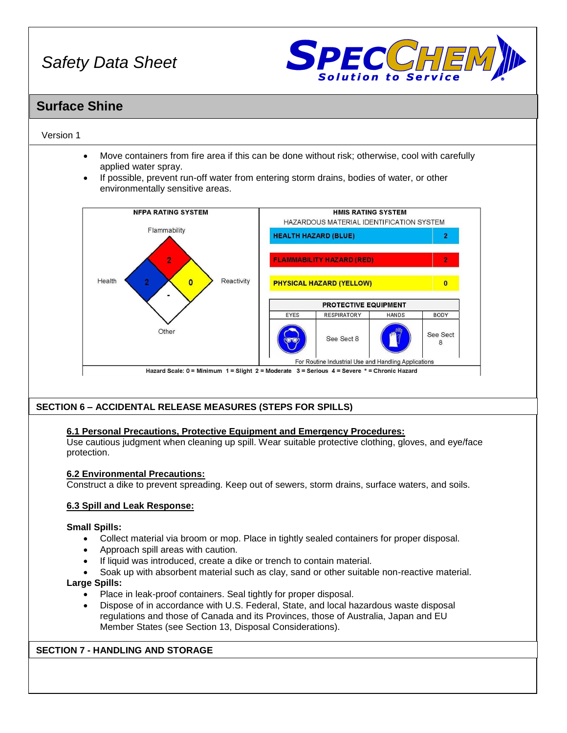# Safety Data Sheet

SPECCHEM Solution to Service

## Surface Shine

Version 1

- Move containers from fire area if this can be done without risk; otherwise, cool with carefully applied water spray.
- If possible, prevent run-off water from entering storm drains, bodies of water, or other environmentally sensitive areas.

**NFPA RATING SYSTEM**

| Flammability | Health | Reactivity | Other |
|---|---|---|---|
| 2 | 2 | 0 | - |

**HMIS RATING SYSTEM**

HAZARDOUS MATERIAL IDENTIFICATION SYSTEM

| Hazard | Rating |
|---|---|
| HEALTH HAZARD (BLUE) | 2 |
| FLAMMABILITY HAZARD (RED) | 2 |
| PHYSICAL HAZARD (YELLOW) | 0 |

**PROTECTIVE EQUIPMENT**

| EYES | RESPIRATORY | HANDS | BODY |
|---|---|---|---|
| | See Sect 8 | | See Sect 8 |

For Routine Industrial Use and Handling Applications

Hazard Scale: 0 = Minimum 1 = Slight 2 = Moderate 3 = Serious 4 = Severe * = Chronic Hazard

## SECTION 6 – ACCIDENTAL RELEASE MEASURES (STEPS FOR SPILLS)

### 6.1 Personal Precautions, Protective Equipment and Emergency Procedures:

Use cautious judgment when cleaning up spill. Wear suitable protective clothing, gloves, and eye/face protection.

### 6.2 Environmental Precautions:

Construct a dike to prevent spreading. Keep out of sewers, storm drains, surface waters, and soils.

### 6.3 Spill and Leak Response:

**Small Spills:**

- Collect material via broom or mop. Place in tightly sealed containers for proper disposal.
- Approach spill areas with caution.
- If liquid was introduced, create a dike or trench to contain material.
- Soak up with absorbent material such as clay, sand or other suitable non-reactive material.

**Large Spills:**

- Place in leak-proof containers. Seal tightly for proper disposal.
- Dispose of in accordance with U.S. Federal, State, and local hazardous waste disposal regulations and those of Canada and its Provinces, those of Australia, Japan and EU Member States (see Section 13, Disposal Considerations).

## SECTION 7 - HANDLING AND STORAGE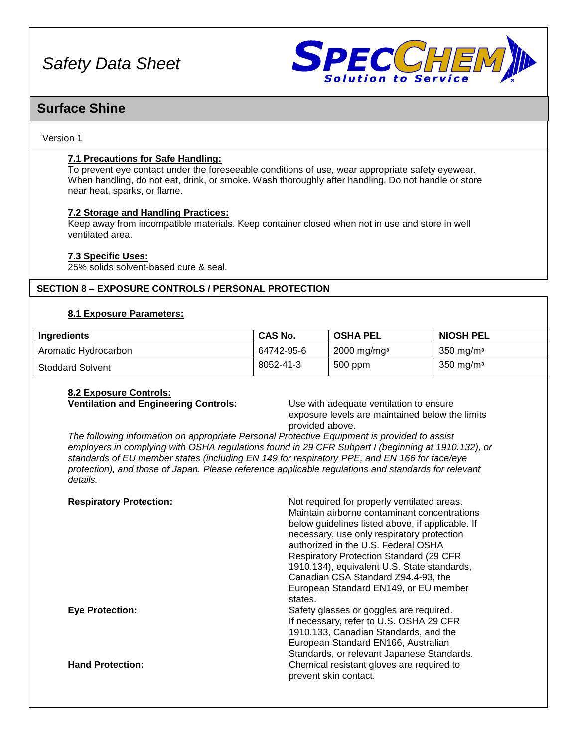# Safety Data Sheet

## Surface Shine

Version 1

### 7.1 Precautions for Safe Handling:

To prevent eye contact under the foreseeable conditions of use, wear appropriate safety eyewear. When handling, do not eat, drink, or smoke. Wash thoroughly after handling. Do not handle or store near heat, sparks, or flame.

### 7.2 Storage and Handling Practices:

Keep away from incompatible materials. Keep container closed when not in use and store in well ventilated area.

### 7.3 Specific Uses:

25% solids solvent-based cure & seal.

## SECTION 8 – EXPOSURE CONTROLS / PERSONAL PROTECTION

### 8.1 Exposure Parameters:

| Ingredients | CAS No. | OSHA PEL | NIOSH PEL |
|---|---|---|---|
| Aromatic Hydrocarbon | 64742-95-6 | 2000 mg/mg$^3$ | 350 mg/m$^3$ |
| Stoddard Solvent | 8052-41-3 | 500 ppm | 350 mg/m$^3$ |

### 8.2 Exposure Controls:

**Ventilation and Engineering Controls:** Use with adequate ventilation to ensure exposure levels are maintained below the limits provided above.

*The following information on appropriate Personal Protective Equipment is provided to assist employers in complying with OSHA regulations found in 29 CFR Subpart I (beginning at 1910.132), or standards of EU member states (including EN 149 for respiratory PPE, and EN 166 for face/eye protection), and those of Japan. Please reference applicable regulations and standards for relevant details.*

**Respiratory Protection:** Not required for properly ventilated areas. Maintain airborne contaminant concentrations below guidelines listed above, if applicable. If necessary, use only respiratory protection authorized in the U.S. Federal OSHA Respiratory Protection Standard (29 CFR 1910.134), equivalent U.S. State standards, Canadian CSA Standard Z94.4-93, the European Standard EN149, or EU member states.

**Eye Protection:** Safety glasses or goggles are required. If necessary, refer to U.S. OSHA 29 CFR 1910.133, Canadian Standards, and the European Standard EN166, Australian Standards, or relevant Japanese Standards.

**Hand Protection:** Chemical resistant gloves are required to prevent skin contact.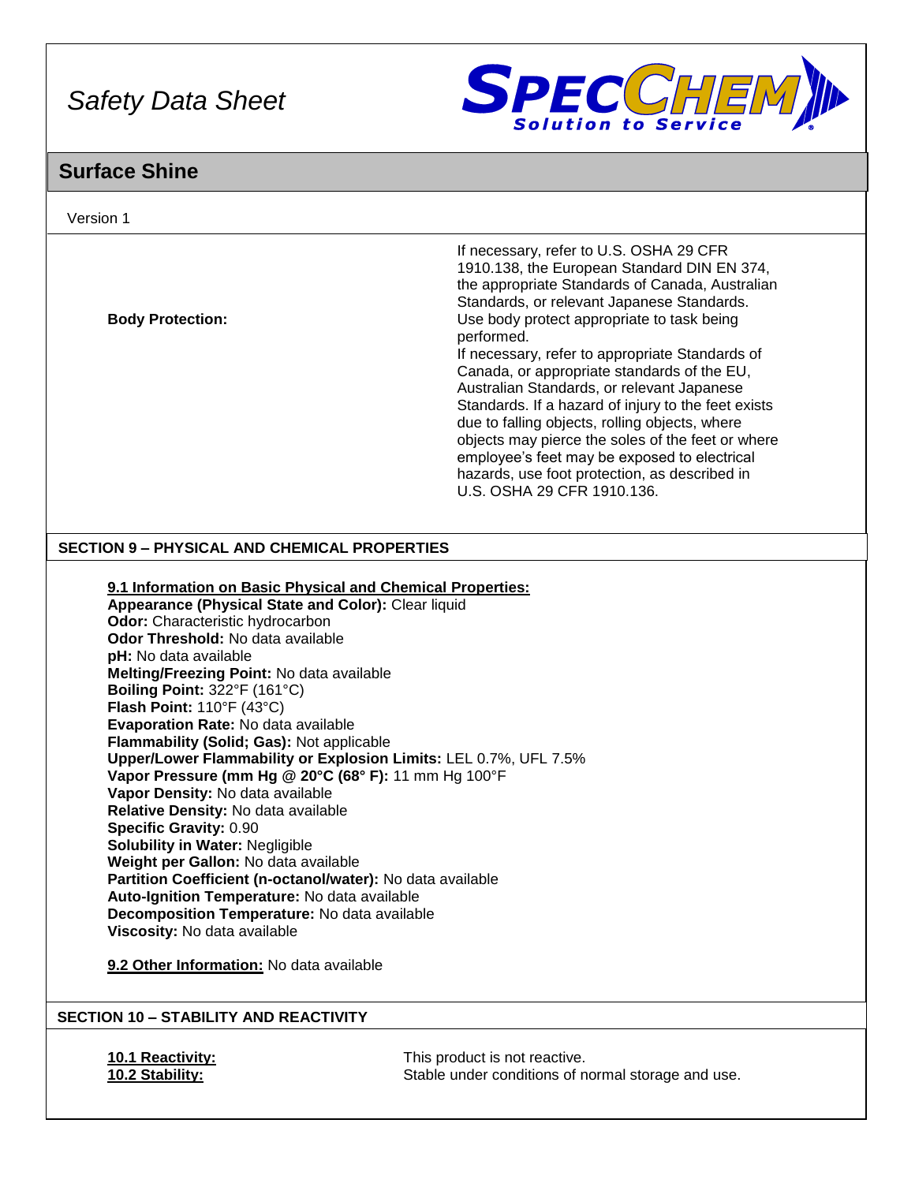If necessary, refer to U.S. OSHA 29 CFR 1910.138, the European Standard DIN EN 374, the appropriate Standards of Canada, Australian Standards, or relevant Japanese Standards.

**Body Protection:** Use body protect appropriate to task being performed.
If necessary, refer to appropriate Standards of Canada, or appropriate standards of the EU, Australian Standards, or relevant Japanese Standards. If a hazard of injury to the feet exists due to falling objects, rolling objects, where objects may pierce the soles of the feet or where employee's feet may be exposed to electrical hazards, use foot protection, as described in U.S. OSHA 29 CFR 1910.136.

## SECTION 9 – PHYSICAL AND CHEMICAL PROPERTIES

**9.1 Information on Basic Physical and Chemical Properties:**

**Appearance (Physical State and Color):** Clear liquid
**Odor:** Characteristic hydrocarbon
**Odor Threshold:** No data available
**pH:** No data available
**Melting/Freezing Point:** No data available
**Boiling Point:** 322°F (161°C)
**Flash Point:** 110°F (43°C)
**Evaporation Rate:** No data available
**Flammability (Solid; Gas):** Not applicable
**Upper/Lower Flammability or Explosion Limits:** LEL 0.7%, UFL 7.5%
**Vapor Pressure (mm Hg @ 20°C (68° F):** 11 mm Hg 100°F
**Vapor Density:** No data available
**Relative Density:** No data available
**Specific Gravity:** 0.90
**Solubility in Water:** Negligible
**Weight per Gallon:** No data available
**Partition Coefficient (n-octanol/water):** No data available
**Auto-Ignition Temperature:** No data available
**Decomposition Temperature:** No data available
**Viscosity:** No data available

**9.2 Other Information:** No data available

## SECTION 10 – STABILITY AND REACTIVITY

**10.1 Reactivity:** This product is not reactive.
**10.2 Stability:** Stable under conditions of normal storage and use.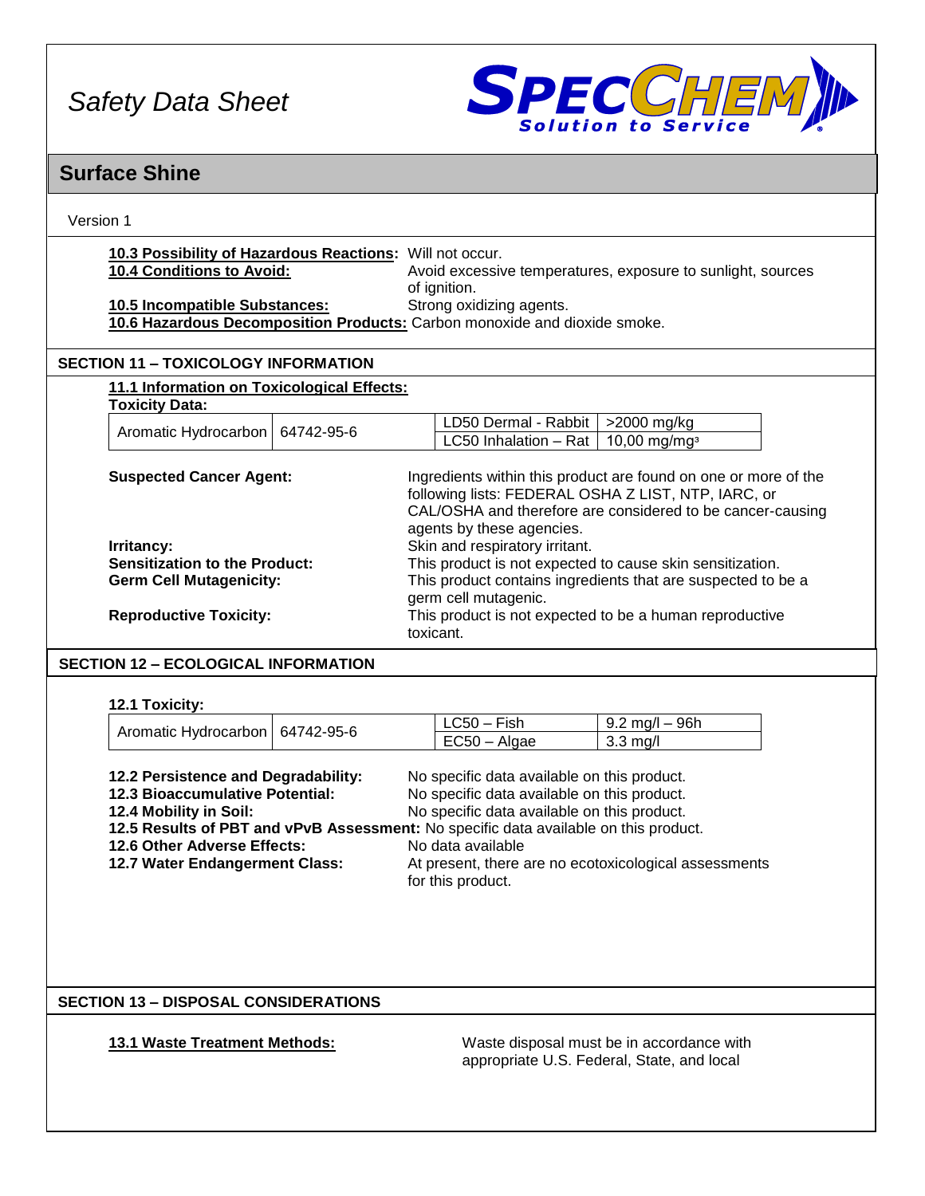# Safety Data Sheet

## Surface Shine

Version 1

**10.3 Possibility of Hazardous Reactions:** Will not occur.
**10.4 Conditions to Avoid:** Avoid excessive temperatures, exposure to sunlight, sources of ignition.
**10.5 Incompatible Substances:** Strong oxidizing agents.
**10.6 Hazardous Decomposition Products:** Carbon monoxide and dioxide smoke.

### SECTION 11 – TOXICOLOGY INFORMATION

**11.1 Information on Toxicological Effects:**

**Toxicity Data:**

| | | | |
|---|---|---|---|
| Aromatic Hydrocarbon | 64742-95-6 | LD50 Dermal - Rabbit | >2000 mg/kg |
| | | LC50 Inhalation – Rat | 10,00 mg/mg³ |

**Suspected Cancer Agent:** Ingredients within this product are found on one or more of the following lists: FEDERAL OSHA Z LIST, NTP, IARC, or CAL/OSHA and therefore are considered to be cancer-causing agents by these agencies.

**Irritancy:** Skin and respiratory irritant.

**Sensitization to the Product:** This product is not expected to cause skin sensitization.

**Germ Cell Mutagenicity:** This product contains ingredients that are suspected to be a germ cell mutagenic.

**Reproductive Toxicity:** This product is not expected to be a human reproductive toxicant.

### SECTION 12 – ECOLOGICAL INFORMATION

**12.1 Toxicity:**

| | | | |
|---|---|---|---|
| Aromatic Hydrocarbon | 64742-95-6 | LC50 – Fish | 9.2 mg/l – 96h |
| | | EC50 – Algae | 3.3 mg/l |

**12.2 Persistence and Degradability:** No specific data available on this product.
**12.3 Bioaccumulative Potential:** No specific data available on this product.
**12.4 Mobility in Soil:** No specific data available on this product.
**12.5 Results of PBT and vPvB Assessment:** No specific data available on this product.
**12.6 Other Adverse Effects:** No data available
**12.7 Water Endangerment Class:** At present, there are no ecotoxicological assessments for this product.

### SECTION 13 – DISPOSAL CONSIDERATIONS

**13.1 Waste Treatment Methods:** Waste disposal must be in accordance with appropriate U.S. Federal, State, and local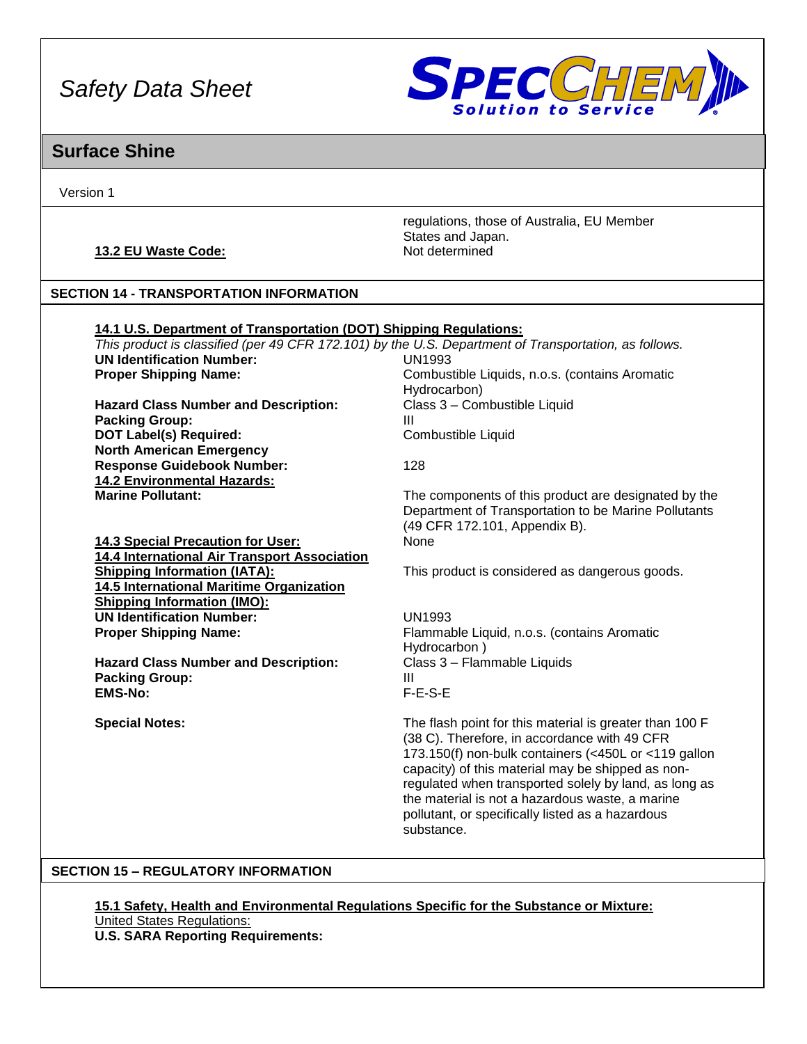regulations, those of Australia, EU Member States and Japan.

**13.2 EU Waste Code:** Not determined

## SECTION 14 - TRANSPORTATION INFORMATION

**14.1 U.S. Department of Transportation (DOT) Shipping Regulations:**

*This product is classified (per 49 CFR 172.101) by the U.S. Department of Transportation, as follows.*

**UN Identification Number:** UN1993

**Proper Shipping Name:** Combustible Liquids, n.o.s. (contains Aromatic Hydrocarbon)

**Hazard Class Number and Description:** Class 3 – Combustible Liquid

**Packing Group:** III

**DOT Label(s) Required:** Combustible Liquid

**North American Emergency Response Guidebook Number:** 128

**14.2 Environmental Hazards:**

**Marine Pollutant:** The components of this product are designated by the Department of Transportation to be Marine Pollutants (49 CFR 172.101, Appendix B).

**14.3 Special Precaution for User:** None

**14.4 International Air Transport Association Shipping Information (IATA):** This product is considered as dangerous goods.

**14.5 International Maritime Organization Shipping Information (IMO):**

**UN Identification Number:** UN1993

**Proper Shipping Name:** Flammable Liquid, n.o.s. (contains Aromatic Hydrocarbon )

**Hazard Class Number and Description:** Class 3 – Flammable Liquids

**Packing Group:** III

**EMS-No:** F-E-S-E

**Special Notes:** The flash point for this material is greater than 100 F (38 C). Therefore, in accordance with 49 CFR 173.150(f) non-bulk containers (<450L or <119 gallon capacity) of this material may be shipped as non-regulated when transported solely by land, as long as the material is not a hazardous waste, a marine pollutant, or specifically listed as a hazardous substance.

## SECTION 15 – REGULATORY INFORMATION

**15.1 Safety, Health and Environmental Regulations Specific for the Substance or Mixture:**

United States Regulations:

**U.S. SARA Reporting Requirements:**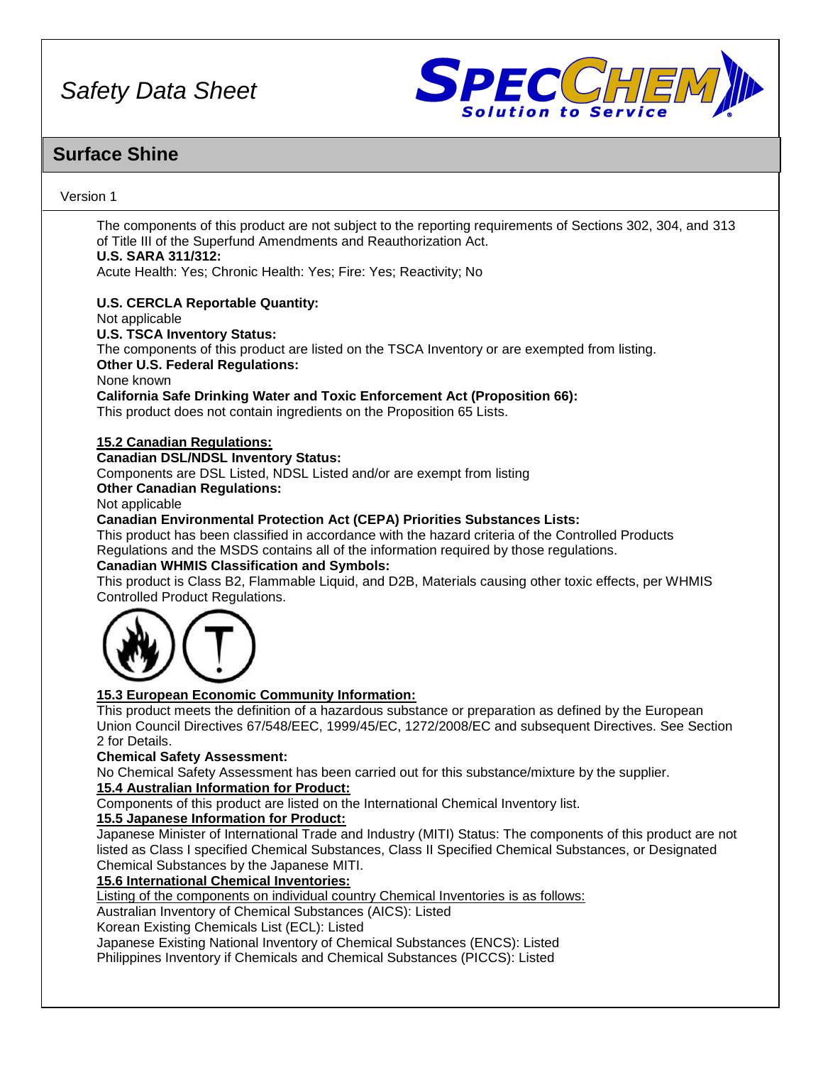The components of this product are not subject to the reporting requirements of Sections 302, 304, and 313 of Title III of the Superfund Amendments and Reauthorization Act.

**U.S. SARA 311/312:**
Acute Health: Yes; Chronic Health: Yes; Fire: Yes; Reactivity; No

**U.S. CERCLA Reportable Quantity:**
Not applicable

**U.S. TSCA Inventory Status:**
The components of this product are listed on the TSCA Inventory or are exempted from listing.

**Other U.S. Federal Regulations:**
None known

**California Safe Drinking Water and Toxic Enforcement Act (Proposition 66):**
This product does not contain ingredients on the Proposition 65 Lists.

**15.2 Canadian Regulations:**

**Canadian DSL/NDSL Inventory Status:**
Components are DSL Listed, NDSL Listed and/or are exempt from listing

**Other Canadian Regulations:**
Not applicable

**Canadian Environmental Protection Act (CEPA) Priorities Substances Lists:**
This product has been classified in accordance with the hazard criteria of the Controlled Products Regulations and the MSDS contains all of the information required by those regulations.

**Canadian WHMIS Classification and Symbols:**
This product is Class B2, Flammable Liquid, and D2B, Materials causing other toxic effects, per WHMIS Controlled Product Regulations.

**15.3 European Economic Community Information:**
This product meets the definition of a hazardous substance or preparation as defined by the European Union Council Directives 67/548/EEC, 1999/45/EC, 1272/2008/EC and subsequent Directives. See Section 2 for Details.

**Chemical Safety Assessment:**
No Chemical Safety Assessment has been carried out for this substance/mixture by the supplier.

**15.4 Australian Information for Product:**
Components of this product are listed on the International Chemical Inventory list.

**15.5 Japanese Information for Product:**
Japanese Minister of International Trade and Industry (MITI) Status: The components of this product are not listed as Class I specified Chemical Substances, Class II Specified Chemical Substances, or Designated Chemical Substances by the Japanese MITI.

**15.6 International Chemical Inventories:**
Listing of the components on individual country Chemical Inventories is as follows:
Australian Inventory of Chemical Substances (AICS): Listed
Korean Existing Chemicals List (ECL): Listed
Japanese Existing National Inventory of Chemical Substances (ENCS): Listed
Philippines Inventory if Chemicals and Chemical Substances (PICCS): Listed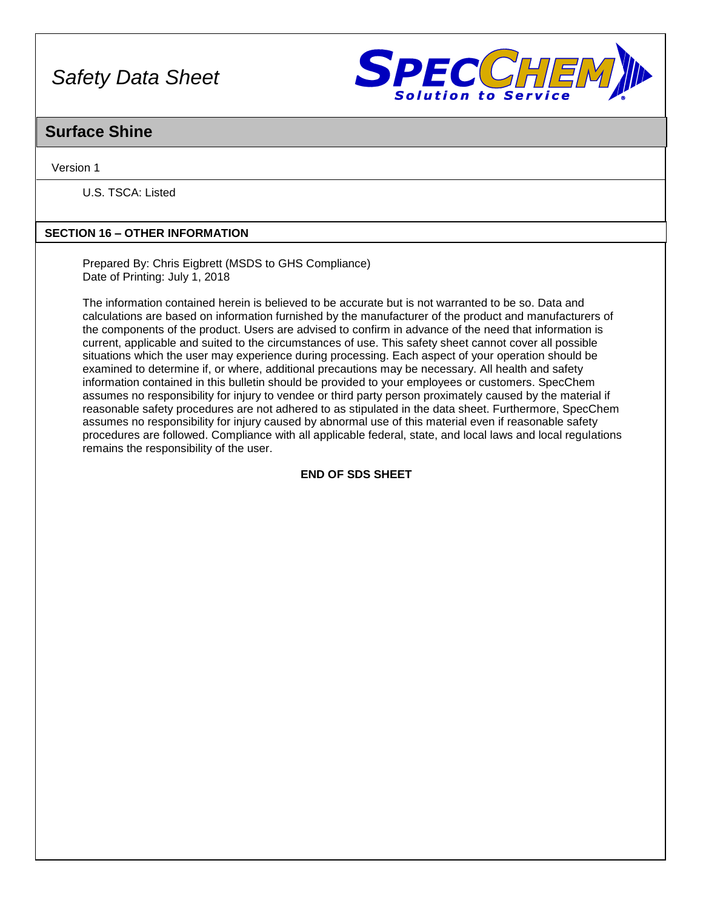U.S. TSCA: Listed

## SECTION 16 – OTHER INFORMATION

Prepared By: Chris Eigbrett (MSDS to GHS Compliance)
Date of Printing: July 1, 2018

The information contained herein is believed to be accurate but is not warranted to be so. Data and calculations are based on information furnished by the manufacturer of the product and manufacturers of the components of the product. Users are advised to confirm in advance of the need that information is current, applicable and suited to the circumstances of use. This safety sheet cannot cover all possible situations which the user may experience during processing. Each aspect of your operation should be examined to determine if, or where, additional precautions may be necessary. All health and safety information contained in this bulletin should be provided to your employees or customers. SpecChem assumes no responsibility for injury to vendee or third party person proximately caused by the material if reasonable safety procedures are not adhered to as stipulated in the data sheet. Furthermore, SpecChem assumes no responsibility for injury caused by abnormal use of this material even if reasonable safety procedures are followed. Compliance with all applicable federal, state, and local laws and local regulations remains the responsibility of the user.

**END OF SDS SHEET**